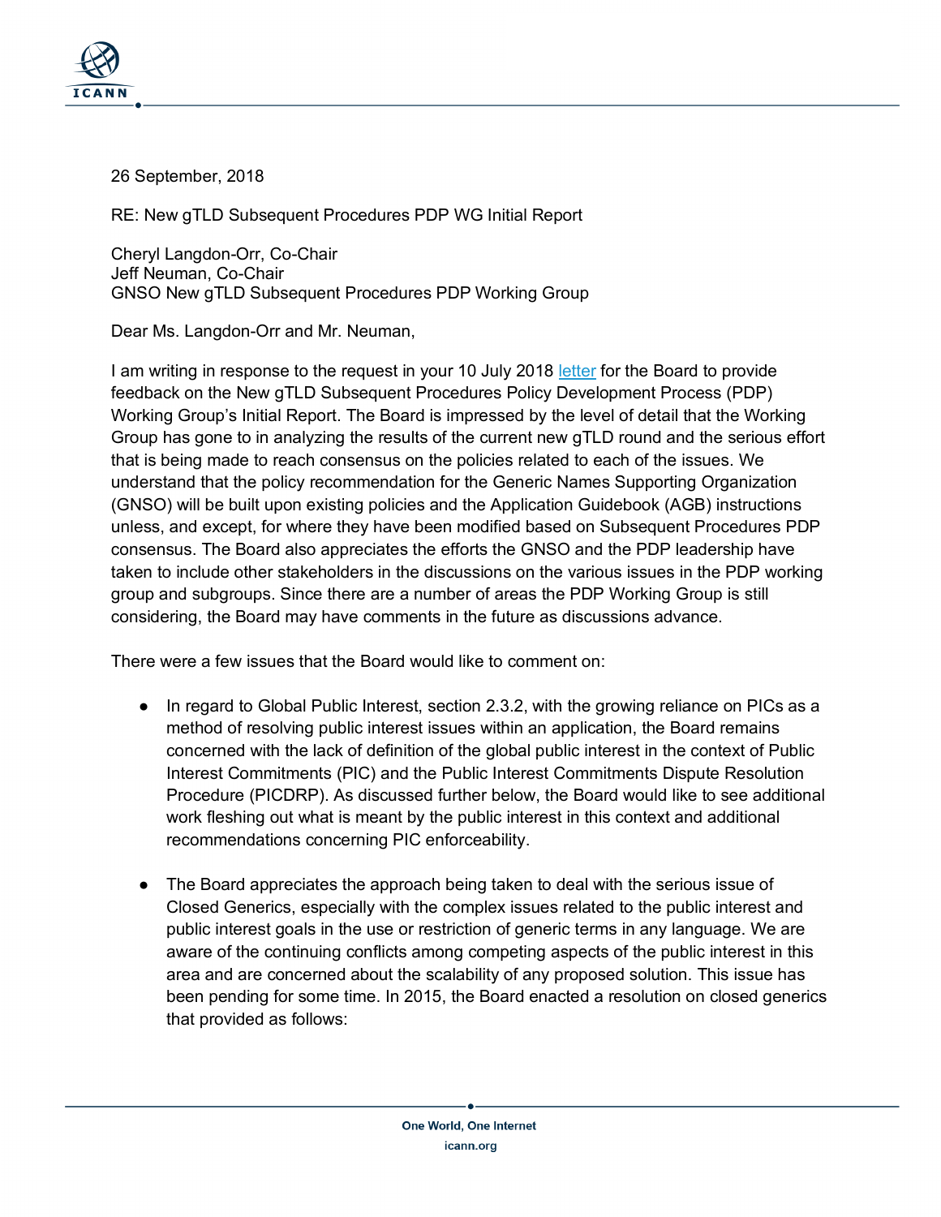26 September, 2018

RE: New gTLD Subsequent Procedures PDP WG Initial Report

Cheryl Langdon-Orr, Co-Chair
Jeff Neuman, Co-Chair
GNSO New gTLD Subsequent Procedures PDP Working Group

Dear Ms. Langdon-Orr and Mr. Neuman,

I am writing in response to the request in your 10 July 2018 letter for the Board to provide feedback on the New gTLD Subsequent Procedures Policy Development Process (PDP) Working Group's Initial Report. The Board is impressed by the level of detail that the Working Group has gone to in analyzing the results of the current new gTLD round and the serious effort that is being made to reach consensus on the policies related to each of the issues. We understand that the policy recommendation for the Generic Names Supporting Organization (GNSO) will be built upon existing policies and the Application Guidebook (AGB) instructions unless, and except, for where they have been modified based on Subsequent Procedures PDP consensus. The Board also appreciates the efforts the GNSO and the PDP leadership have taken to include other stakeholders in the discussions on the various issues in the PDP working group and subgroups. Since there are a number of areas the PDP Working Group is still considering, the Board may have comments in the future as discussions advance.

There were a few issues that the Board would like to comment on:

- In regard to Global Public Interest, section 2.3.2, with the growing reliance on PICs as a method of resolving public interest issues within an application, the Board remains concerned with the lack of definition of the global public interest in the context of Public Interest Commitments (PIC) and the Public Interest Commitments Dispute Resolution Procedure (PICDRP). As discussed further below, the Board would like to see additional work fleshing out what is meant by the public interest in this context and additional recommendations concerning PIC enforceability.

- The Board appreciates the approach being taken to deal with the serious issue of Closed Generics, especially with the complex issues related to the public interest and public interest goals in the use or restriction of generic terms in any language. We are aware of the continuing conflicts among competing aspects of the public interest in this area and are concerned about the scalability of any proposed solution. This issue has been pending for some time. In 2015, the Board enacted a resolution on closed generics that provided as follows: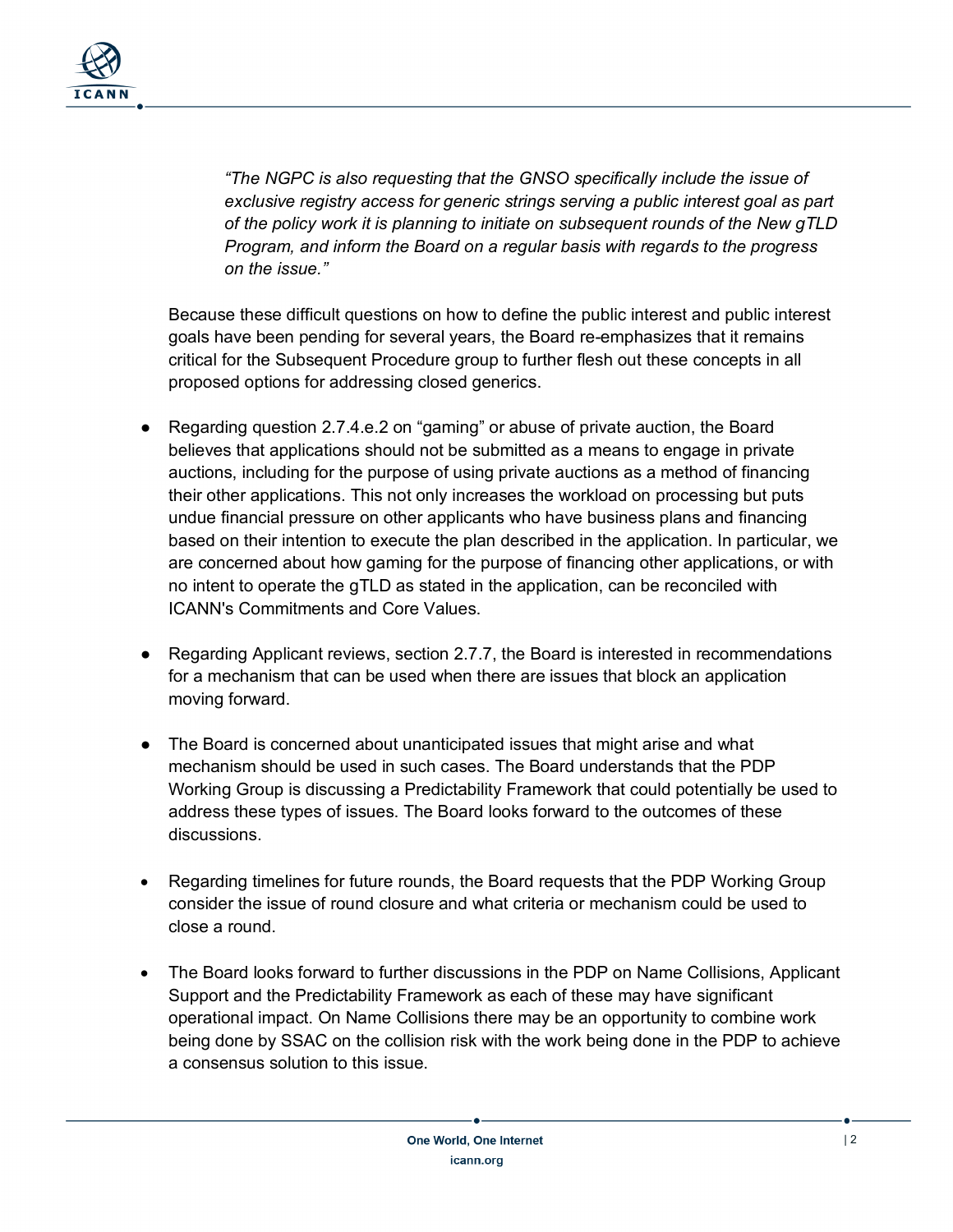> *"The NGPC is also requesting that the GNSO specifically include the issue of exclusive registry access for generic strings serving a public interest goal as part of the policy work it is planning to initiate on subsequent rounds of the New gTLD Program, and inform the Board on a regular basis with regards to the progress on the issue."*

Because these difficult questions on how to define the public interest and public interest goals have been pending for several years, the Board re-emphasizes that it remains critical for the Subsequent Procedure group to further flesh out these concepts in all proposed options for addressing closed generics.

- Regarding question 2.7.4.e.2 on "gaming" or abuse of private auction, the Board believes that applications should not be submitted as a means to engage in private auctions, including for the purpose of using private auctions as a method of financing their other applications. This not only increases the workload on processing but puts undue financial pressure on other applicants who have business plans and financing based on their intention to execute the plan described in the application. In particular, we are concerned about how gaming for the purpose of financing other applications, or with no intent to operate the gTLD as stated in the application, can be reconciled with ICANN's Commitments and Core Values.

- Regarding Applicant reviews, section 2.7.7, the Board is interested in recommendations for a mechanism that can be used when there are issues that block an application moving forward.

- The Board is concerned about unanticipated issues that might arise and what mechanism should be used in such cases. The Board understands that the PDP Working Group is discussing a Predictability Framework that could potentially be used to address these types of issues. The Board looks forward to the outcomes of these discussions.

- Regarding timelines for future rounds, the Board requests that the PDP Working Group consider the issue of round closure and what criteria or mechanism could be used to close a round.

- The Board looks forward to further discussions in the PDP on Name Collisions, Applicant Support and the Predictability Framework as each of these may have significant operational impact. On Name Collisions there may be an opportunity to combine work being done by SSAC on the collision risk with the work being done in the PDP to achieve a consensus solution to this issue.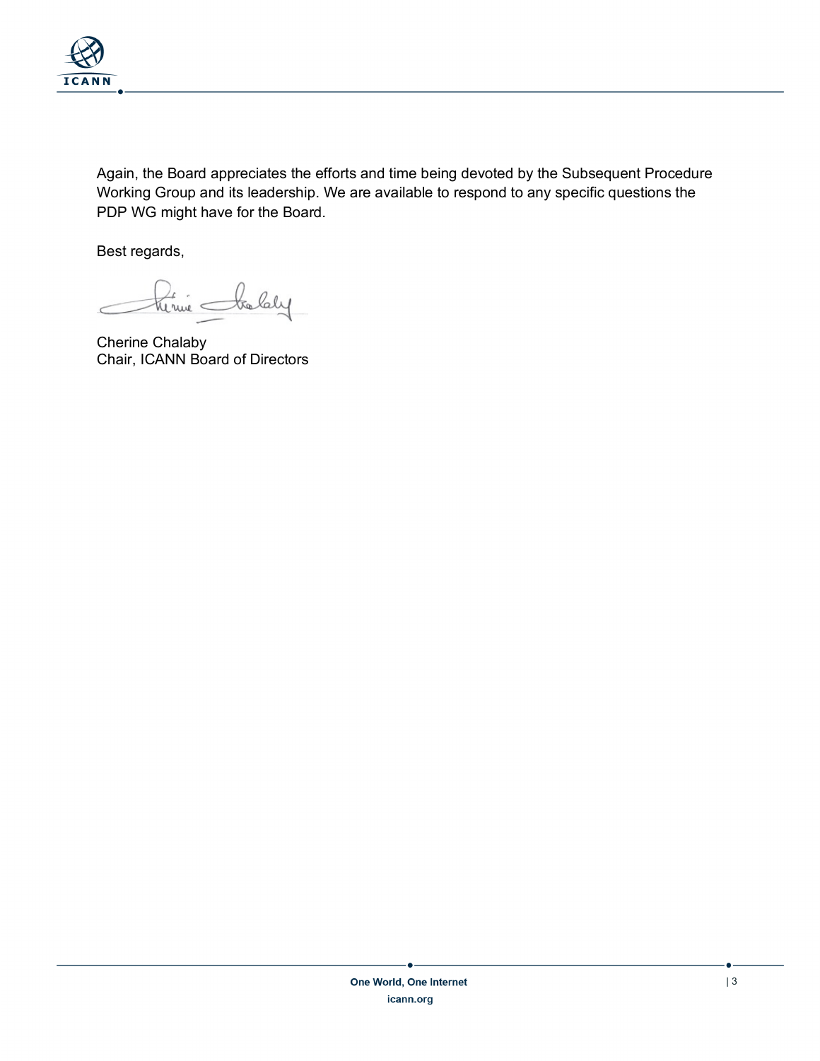Again, the Board appreciates the efforts and time being devoted by the Subsequent Procedure Working Group and its leadership. We are available to respond to any specific questions the PDP WG might have for the Board.

Best regards,

Cherine Chalaby
Chair, ICANN Board of Directors